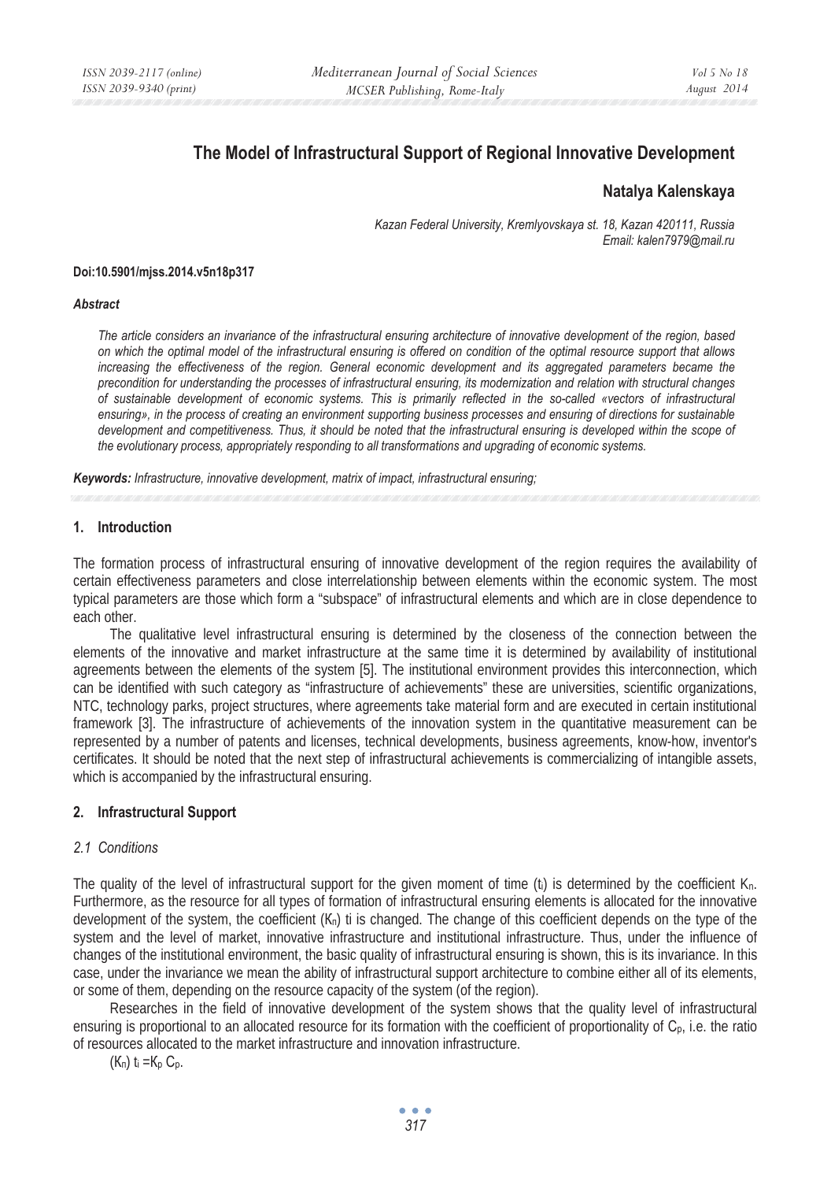# The Model of Infrastructural Support of Regional Innovative Development

**Natalya Kalenskaya**

*Kazan Federal University, Kremlyovskaya st. 18, Kazan 420111, Russia*
*Email: kalen7979@mail.ru*

**Doi:10.5901/mjss.2014.v5n18p317**

***Abstract***

*The article considers an invariance of the infrastructural ensuring architecture of innovative development of the region, based on which the optimal model of the infrastructural ensuring is offered on condition of the optimal resource support that allows increasing the effectiveness of the region. General economic development and its aggregated parameters became the precondition for understanding the processes of infrastructural ensuring, its modernization and relation with structural changes of sustainable development of economic systems. This is primarily reflected in the so-called «vectors of infrastructural ensuring», in the process of creating an environment supporting business processes and ensuring of directions for sustainable development and competitiveness. Thus, it should be noted that the infrastructural ensuring is developed within the scope of the evolutionary process, appropriately responding to all transformations and upgrading of economic systems.*

***Keywords:** Infrastructure, innovative development, matrix of impact, infrastructural ensuring;*

## 1. Introduction

The formation process of infrastructural ensuring of innovative development of the region requires the availability of certain effectiveness parameters and close interrelationship between elements within the economic system. The most typical parameters are those which form a "subspace" of infrastructural elements and which are in close dependence to each other.

The qualitative level infrastructural ensuring is determined by the closeness of the connection between the elements of the innovative and market infrastructure at the same time it is determined by availability of institutional agreements between the elements of the system [5]. The institutional environment provides this interconnection, which can be identified with such category as "infrastructure of achievements" these are universities, scientific organizations, NTC, technology parks, project structures, where agreements take material form and are executed in certain institutional framework [3]. The infrastructure of achievements of the innovation system in the quantitative measurement can be represented by a number of patents and licenses, technical developments, business agreements, know-how, inventor's certificates. It should be noted that the next step of infrastructural achievements is commercializing of intangible assets, which is accompanied by the infrastructural ensuring.

## 2. Infrastructural Support

### *2.1 Conditions*

The quality of the level of infrastructural support for the given moment of time ($t_i$) is determined by the coefficient $K_n$. Furthermore, as the resource for all types of formation of infrastructural ensuring elements is allocated for the innovative development of the system, the coefficient ($K_n$) ti is changed. The change of this coefficient depends on the type of the system and the level of market, innovative infrastructure and institutional infrastructure. Thus, under the influence of changes of the institutional environment, the basic quality of infrastructural ensuring is shown, this is its invariance. In this case, under the invariance we mean the ability of infrastructural support architecture to combine either all of its elements, or some of them, depending on the resource capacity of the system (of the region).

Researches in the field of innovative development of the system shows that the quality level of infrastructural ensuring is proportional to an allocated resource for its formation with the coefficient of proportionality of $C_p$, i.e. the ratio of resources allocated to the market infrastructure and innovation infrastructure.

$(K_n)\ t_i = K_p\ C_p$.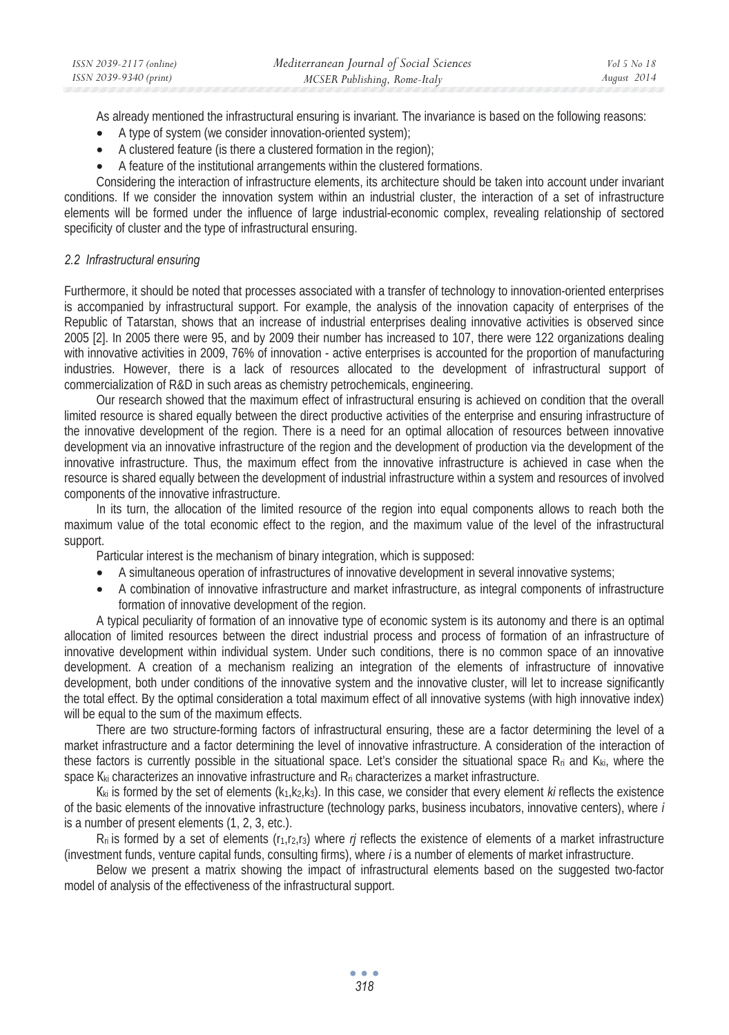As already mentioned the infrastructural ensuring is invariant. The invariance is based on the following reasons:

- A type of system (we consider innovation-oriented system);
- A clustered feature (is there a clustered formation in the region);
- A feature of the institutional arrangements within the clustered formations.

Considering the interaction of infrastructure elements, its architecture should be taken into account under invariant conditions. If we consider the innovation system within an industrial cluster, the interaction of a set of infrastructure elements will be formed under the influence of large industrial-economic complex, revealing relationship of sectored specificity of cluster and the type of infrastructural ensuring.

### *2.2 Infrastructural ensuring*

Furthermore, it should be noted that processes associated with a transfer of technology to innovation-oriented enterprises is accompanied by infrastructural support. For example, the analysis of the innovation capacity of enterprises of the Republic of Tatarstan, shows that an increase of industrial enterprises dealing innovative activities is observed since 2005 [2]. In 2005 there were 95, and by 2009 their number has increased to 107, there were 122 organizations dealing with innovative activities in 2009, 76% of innovation - active enterprises is accounted for the proportion of manufacturing industries. However, there is a lack of resources allocated to the development of infrastructural support of commercialization of R&D in such areas as chemistry petrochemicals, engineering.

Our research showed that the maximum effect of infrastructural ensuring is achieved on condition that the overall limited resource is shared equally between the direct productive activities of the enterprise and ensuring infrastructure of the innovative development of the region. There is a need for an optimal allocation of resources between innovative development via an innovative infrastructure of the region and the development of production via the development of the innovative infrastructure. Thus, the maximum effect from the innovative infrastructure is achieved in case when the resource is shared equally between the development of industrial infrastructure within a system and resources of involved components of the innovative infrastructure.

In its turn, the allocation of the limited resource of the region into equal components allows to reach both the maximum value of the total economic effect to the region, and the maximum value of the level of the infrastructural support.

Particular interest is the mechanism of binary integration, which is supposed:

- A simultaneous operation of infrastructures of innovative development in several innovative systems;
- A combination of innovative infrastructure and market infrastructure, as integral components of infrastructure formation of innovative development of the region.

A typical peculiarity of formation of an innovative type of economic system is its autonomy and there is an optimal allocation of limited resources between the direct industrial process and process of formation of an infrastructure of innovative development within individual system. Under such conditions, there is no common space of an innovative development. A creation of a mechanism realizing an integration of the elements of infrastructure of innovative development, both under conditions of the innovative system and the innovative cluster, will let to increase significantly the total effect. By the optimal consideration a total maximum effect of all innovative systems (with high innovative index) will be equal to the sum of the maximum effects.

There are two structure-forming factors of infrastructural ensuring, these are a factor determining the level of a market infrastructure and a factor determining the level of innovative infrastructure. A consideration of the interaction of these factors is currently possible in the situational space. Let's consider the situational space $R_{ri}$ and $K_{ki}$, where the space $K_{ki}$ characterizes an innovative infrastructure and $R_{ri}$ characterizes a market infrastructure.

$K_{ki}$ is formed by the set of elements ($k_1,k_2,k_3$). In this case, we consider that every element *ki* reflects the existence of the basic elements of the innovative infrastructure (technology parks, business incubators, innovative centers), where *i* is a number of present elements (1, 2, 3, etc.).

$R_{ri}$ is formed by a set of elements ($r_1,r_2,r_3$) where *rj* reflects the existence of elements of a market infrastructure (investment funds, venture capital funds, consulting firms), where *i* is a number of elements of market infrastructure.

Below we present a matrix showing the impact of infrastructural elements based on the suggested two-factor model of analysis of the effectiveness of the infrastructural support.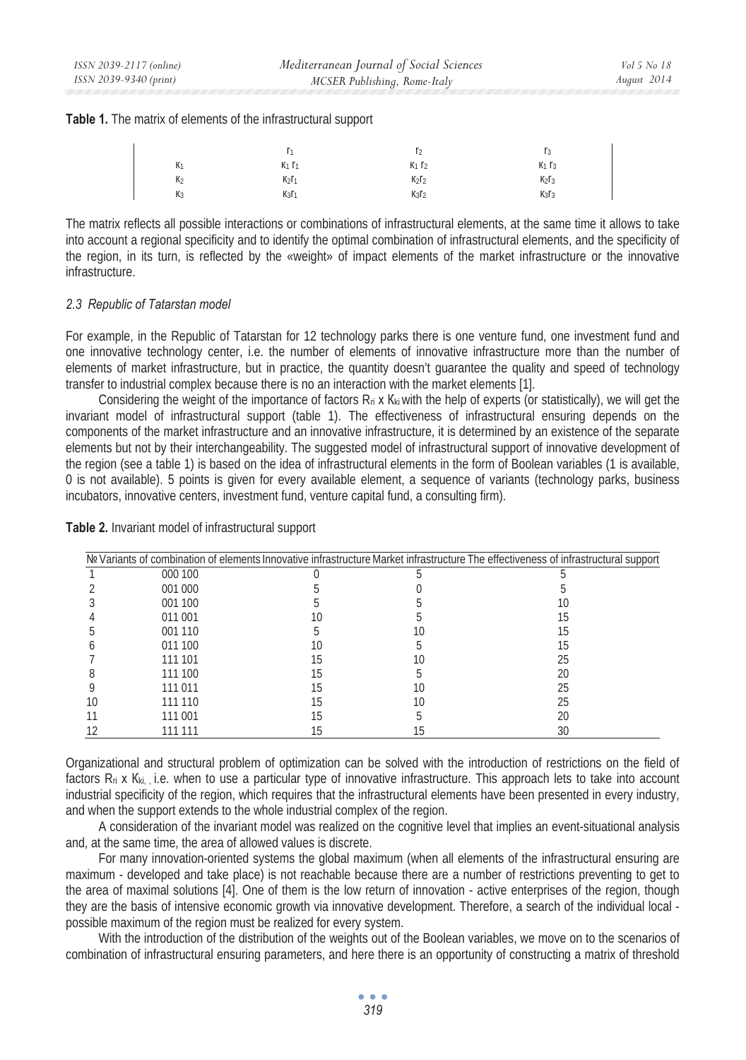**Table 1.** The matrix of elements of the infrastructural support

| | $r_1$ | $r_2$ | $r_3$ |
|---|---|---|---|
| $K_1$ | $K_1 r_1$ | $K_1 r_2$ | $K_1 r_3$ |
| $K_2$ | $K_2 r_1$ | $K_2 r_2$ | $K_2 r_3$ |
| $K_3$ | $K_3 r_1$ | $K_3 r_2$ | $K_3 r_3$ |

The matrix reflects all possible interactions or combinations of infrastructural elements, at the same time it allows to take into account a regional specificity and to identify the optimal combination of infrastructural elements, and the specificity of the region, in its turn, is reflected by the «weight» of impact elements of the market infrastructure or the innovative infrastructure.

### *2.3 Republic of Tatarstan model*

For example, in the Republic of Tatarstan for 12 technology parks there is one venture fund, one investment fund and one innovative technology center, i.e. the number of elements of innovative infrastructure more than the number of elements of market infrastructure, but in practice, the quantity doesn't guarantee the quality and speed of technology transfer to industrial complex because there is no an interaction with the market elements [1].

Considering the weight of the importance of factors $R_{ri}$ x $K_{ki}$ with the help of experts (or statistically), we will get the invariant model of infrastructural support (table 1). The effectiveness of infrastructural ensuring depends on the components of the market infrastructure and an innovative infrastructure, it is determined by an existence of the separate elements but not by their interchangeability. The suggested model of infrastructural support of innovative development of the region (see a table 1) is based on the idea of infrastructural elements in the form of Boolean variables (1 is available, 0 is not available). 5 points is given for every available element, a sequence of variants (technology parks, business incubators, innovative centers, investment fund, venture capital fund, a consulting firm).

**Table 2.** Invariant model of infrastructural support

| № | Variants of combination of elements | Innovative infrastructure | Market infrastructure | The effectiveness of infrastructural support |
|---|---|---|---|---|
| 1 | 000 100 | 0 | 5 | 5 |
| 2 | 001 000 | 5 | 0 | 5 |
| 3 | 001 100 | 5 | 5 | 10 |
| 4 | 011 001 | 10 | 5 | 15 |
| 5 | 001 110 | 5 | 10 | 15 |
| 6 | 011 100 | 10 | 5 | 15 |
| 7 | 111 101 | 15 | 10 | 25 |
| 8 | 111 100 | 15 | 5 | 20 |
| 9 | 111 011 | 15 | 10 | 25 |
| 10 | 111 110 | 15 | 10 | 25 |
| 11 | 111 001 | 15 | 5 | 20 |
| 12 | 111 111 | 15 | 15 | 30 |

Organizational and structural problem of optimization can be solved with the introduction of restrictions on the field of factors $R_{ri}$ x $K_{ki}$, i.e. when to use a particular type of innovative infrastructure. This approach lets to take into account industrial specificity of the region, which requires that the infrastructural elements have been presented in every industry, and when the support extends to the whole industrial complex of the region.

A consideration of the invariant model was realized on the cognitive level that implies an event-situational analysis and, at the same time, the area of allowed values is discrete.

For many innovation-oriented systems the global maximum (when all elements of the infrastructural ensuring are maximum - developed and take place) is not reachable because there are a number of restrictions preventing to get to the area of maximal solutions [4]. One of them is the low return of innovation - active enterprises of the region, though they are the basis of intensive economic growth via innovative development. Therefore, a search of the individual local - possible maximum of the region must be realized for every system.

With the introduction of the distribution of the weights out of the Boolean variables, we move on to the scenarios of combination of infrastructural ensuring parameters, and here there is an opportunity of constructing a matrix of threshold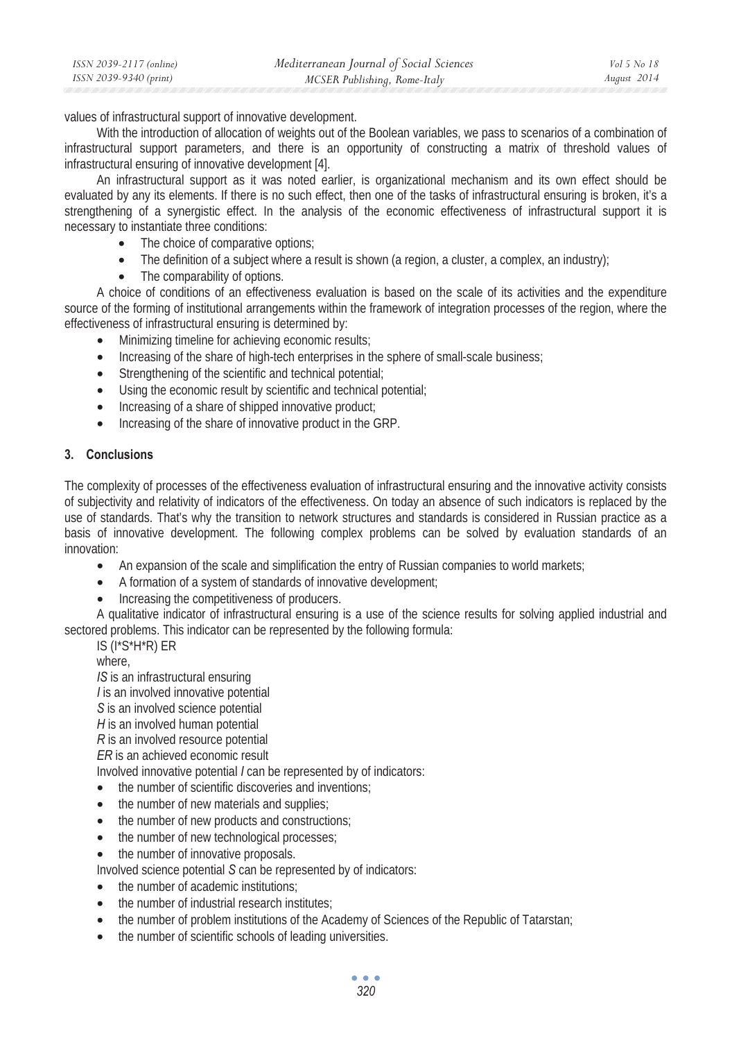values of infrastructural support of innovative development.

With the introduction of allocation of weights out of the Boolean variables, we pass to scenarios of a combination of infrastructural support parameters, and there is an opportunity of constructing a matrix of threshold values of infrastructural ensuring of innovative development [4].

An infrastructural support as it was noted earlier, is organizational mechanism and its own effect should be evaluated by any its elements. If there is no such effect, then one of the tasks of infrastructural ensuring is broken, it's a strengthening of a synergistic effect. In the analysis of the economic effectiveness of infrastructural support it is necessary to instantiate three conditions:

- The choice of comparative options;
- The definition of a subject where a result is shown (a region, a cluster, a complex, an industry);
- The comparability of options.

A choice of conditions of an effectiveness evaluation is based on the scale of its activities and the expenditure source of the forming of institutional arrangements within the framework of integration processes of the region, where the effectiveness of infrastructural ensuring is determined by:

- Minimizing timeline for achieving economic results;
- Increasing of the share of high-tech enterprises in the sphere of small-scale business;
- Strengthening of the scientific and technical potential;
- Using the economic result by scientific and technical potential;
- Increasing of a share of shipped innovative product;
- Increasing of the share of innovative product in the GRP.

## 3. Conclusions

The complexity of processes of the effectiveness evaluation of infrastructural ensuring and the innovative activity consists of subjectivity and relativity of indicators of the effectiveness. On today an absence of such indicators is replaced by the use of standards. That's why the transition to network structures and standards is considered in Russian practice as a basis of innovative development. The following complex problems can be solved by evaluation standards of an innovation:

- An expansion of the scale and simplification the entry of Russian companies to world markets;
- A formation of a system of standards of innovative development;
- Increasing the competitiveness of producers.

A qualitative indicator of infrastructural ensuring is a use of the science results for solving applied industrial and sectored problems. This indicator can be represented by the following formula:

$IS\ (I*S*H*R)\ ER$

where,

*IS* is an infrastructural ensuring

*I* is an involved innovative potential

*S* is an involved science potential

*H* is an involved human potential

*R* is an involved resource potential

*ER* is an achieved economic result

Involved innovative potential *I* can be represented by of indicators:

- the number of scientific discoveries and inventions;
- the number of new materials and supplies;
- the number of new products and constructions;
- the number of new technological processes;
- the number of innovative proposals.

Involved science potential *S* can be represented by of indicators:

- the number of academic institutions;
- the number of industrial research institutes;
- the number of problem institutions of the Academy of Sciences of the Republic of Tatarstan;
- the number of scientific schools of leading universities.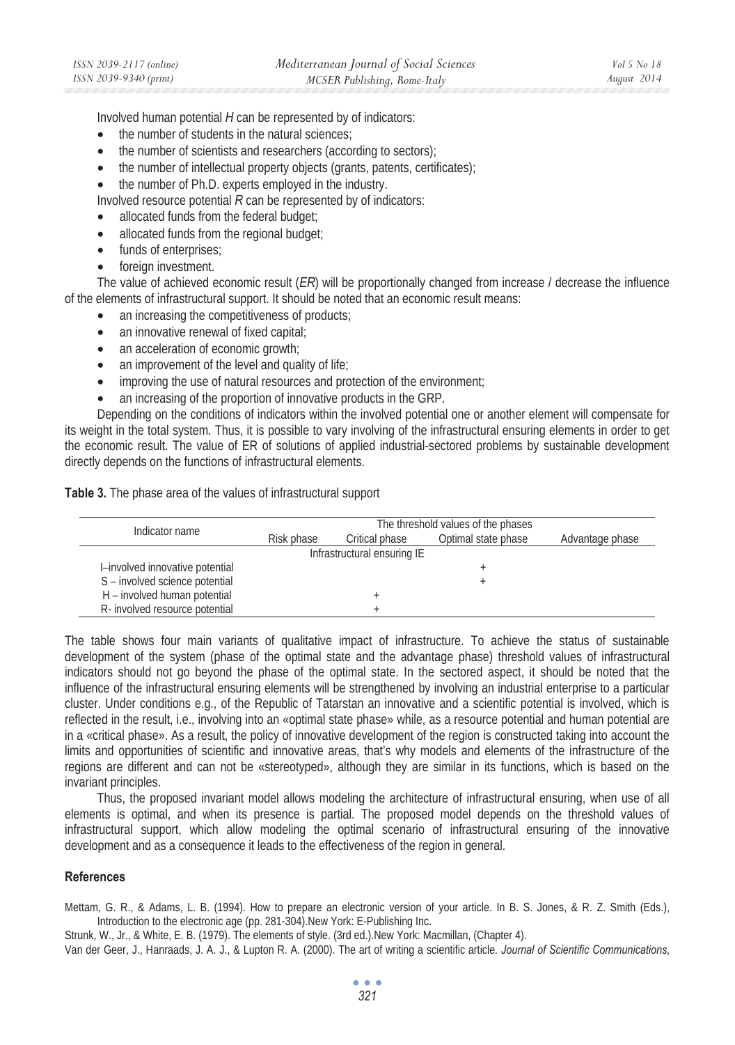Involved human potential *H* can be represented by of indicators:

- the number of students in the natural sciences;
- the number of scientists and researchers (according to sectors);
- the number of intellectual property objects (grants, patents, certificates);
- the number of Ph.D. experts employed in the industry.

Involved resource potential *R* can be represented by of indicators:

- allocated funds from the federal budget;
- allocated funds from the regional budget;
- funds of enterprises;
- foreign investment.

The value of achieved economic result (*ER*) will be proportionally changed from increase / decrease the influence of the elements of infrastructural support. It should be noted that an economic result means:

- an increasing the competitiveness of products;
- an innovative renewal of fixed capital;
- an acceleration of economic growth;
- an improvement of the level and quality of life;
- improving the use of natural resources and protection of the environment;
- an increasing of the proportion of innovative products in the GRP.

Depending on the conditions of indicators within the involved potential one or another element will compensate for its weight in the total system. Thus, it is possible to vary involving of the infrastructural ensuring elements in order to get the economic result. The value of ER of solutions of applied industrial-sectored problems by sustainable development directly depends on the functions of infrastructural elements.

**Table 3.** The phase area of the values of infrastructural support

| Indicator name | The threshold values of the phases | | | |
|---|---|---|---|---|
| | Risk phase | Critical phase | Optimal state phase | Advantage phase |
| Infrastructural ensuring IE | | | | |
| I–involved innovative potential | | | + | |
| S – involved science potential | | | + | |
| H – involved human potential | | + | | |
| R- involved resource potential | | + | | |

The table shows four main variants of qualitative impact of infrastructure. To achieve the status of sustainable development of the system (phase of the optimal state and the advantage phase) threshold values of infrastructural indicators should not go beyond the phase of the optimal state. In the sectored aspect, it should be noted that the influence of the infrastructural ensuring elements will be strengthened by involving an industrial enterprise to a particular cluster. Under conditions e.g., of the Republic of Tatarstan an innovative and a scientific potential is involved, which is reflected in the result, i.e., involving into an «optimal state phase» while, as a resource potential and human potential are in a «critical phase». As a result, the policy of innovative development of the region is constructed taking into account the limits and opportunities of scientific and innovative areas, that's why models and elements of the infrastructure of the regions are different and can not be «stereotyped», although they are similar in its functions, which is based on the invariant principles.

Thus, the proposed invariant model allows modeling the architecture of infrastructural ensuring, when use of all elements is optimal, and when its presence is partial. The proposed model depends on the threshold values of infrastructural support, which allow modeling the optimal scenario of infrastructural ensuring of the innovative development and as a consequence it leads to the effectiveness of the region in general.

## References

Mettam, G. R., & Adams, L. B. (1994). How to prepare an electronic version of your article. In B. S. Jones, & R. Z. Smith (Eds.), Introduction to the electronic age (pp. 281-304).New York: E-Publishing Inc.

Strunk, W., Jr., & White, E. B. (1979). The elements of style. (3rd ed.).New York: Macmillan, (Chapter 4).

Van der Geer, J., Hanraads, J. A. J., & Lupton R. A. (2000). The art of writing a scientific article. *Journal of Scientific Communications*,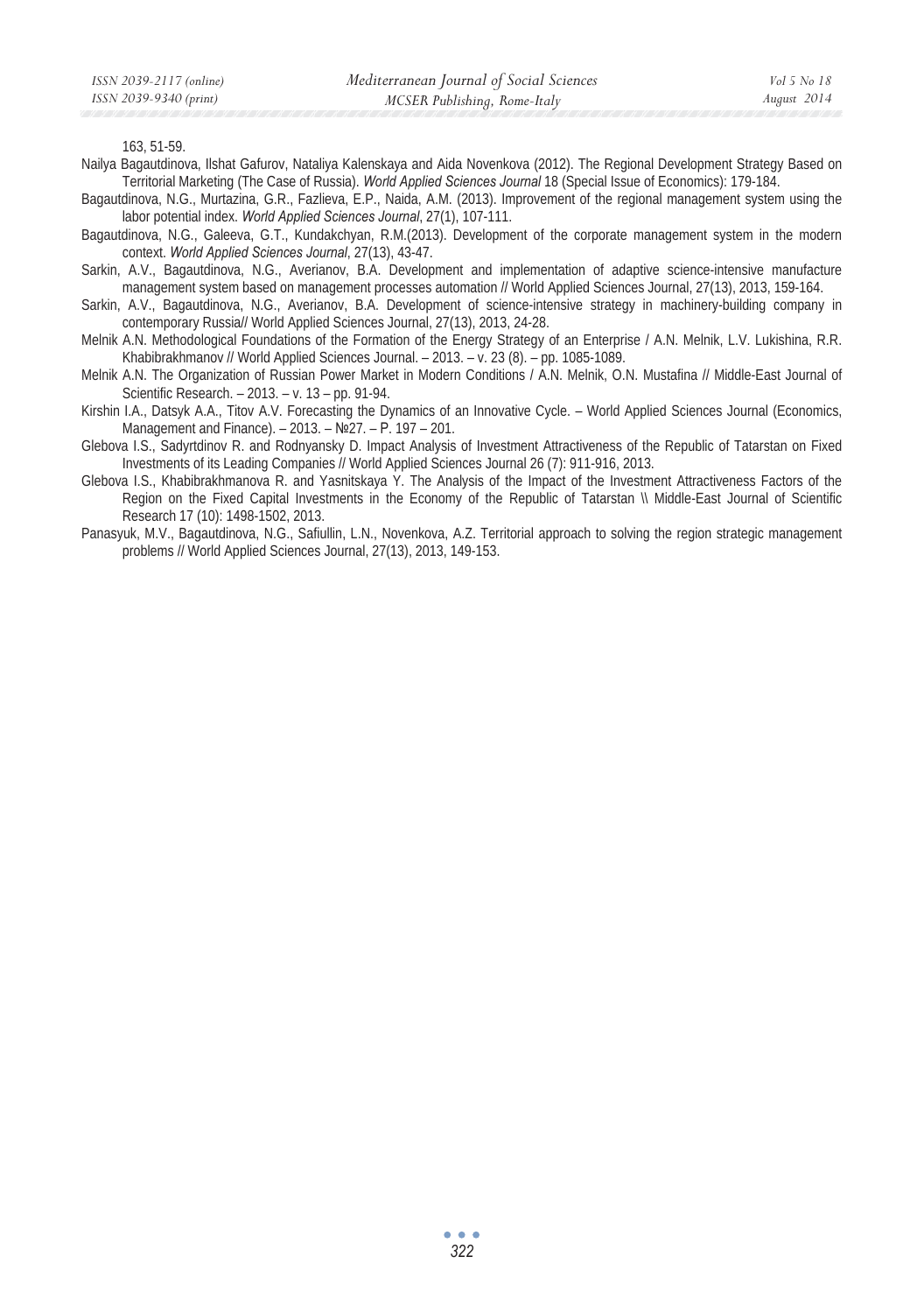163, 51-59.

Nailya Bagautdinova, Ilshat Gafurov, Nataliya Kalenskaya and Aida Novenkova (2012). The Regional Development Strategy Based on Territorial Marketing (The Case of Russia). *World Applied Sciences Journal* 18 (Special Issue of Economics): 179-184.

Bagautdinova, N.G., Murtazina, G.R., Fazlieva, E.P., Naida, A.M. (2013). Improvement of the regional management system using the labor potential index. *World Applied Sciences Journal*, 27(1), 107-111.

Bagautdinova, N.G., Galeeva, G.T., Kundakchyan, R.M.(2013). Development of the corporate management system in the modern context. *World Applied Sciences Journal*, 27(13), 43-47.

Sarkin, A.V., Bagautdinova, N.G., Averianov, B.A. Development and implementation of adaptive science-intensive manufacture management system based on management processes automation // World Applied Sciences Journal, 27(13), 2013, 159-164.

Sarkin, A.V., Bagautdinova, N.G., Averianov, B.A. Development of science-intensive strategy in machinery-building company in contemporary Russia// World Applied Sciences Journal, 27(13), 2013, 24-28.

Melnik A.N. Methodological Foundations of the Formation of the Energy Strategy of an Enterprise / A.N. Melnik, L.V. Lukishina, R.R. Khabibrakhmanov // World Applied Sciences Journal. – 2013. – v. 23 (8). – pp. 1085-1089.

Melnik A.N. The Organization of Russian Power Market in Modern Conditions / A.N. Melnik, O.N. Mustafina // Middle-East Journal of Scientific Research. – 2013. – v. 13 – pp. 91-94.

Kirshin I.A., Datsyk A.A., Titov A.V. Forecasting the Dynamics of an Innovative Cycle. – World Applied Sciences Journal (Economics, Management and Finance). – 2013. – №27. – P. 197 – 201.

Glebova I.S., Sadyrtdinov R. and Rodnyansky D. Impact Analysis of Investment Attractiveness of the Republic of Tatarstan on Fixed Investments of its Leading Companies // World Applied Sciences Journal 26 (7): 911-916, 2013.

Glebova I.S., Khabibrakhmanova R. and Yasnitskaya Y. The Analysis of the Impact of the Investment Attractiveness Factors of the Region on the Fixed Capital Investments in the Economy of the Republic of Tatarstan \\ Middle-East Journal of Scientific Research 17 (10): 1498-1502, 2013.

Panasyuk, M.V., Bagautdinova, N.G., Safiullin, L.N., Novenkova, A.Z. Territorial approach to solving the region strategic management problems // World Applied Sciences Journal, 27(13), 2013, 149-153.